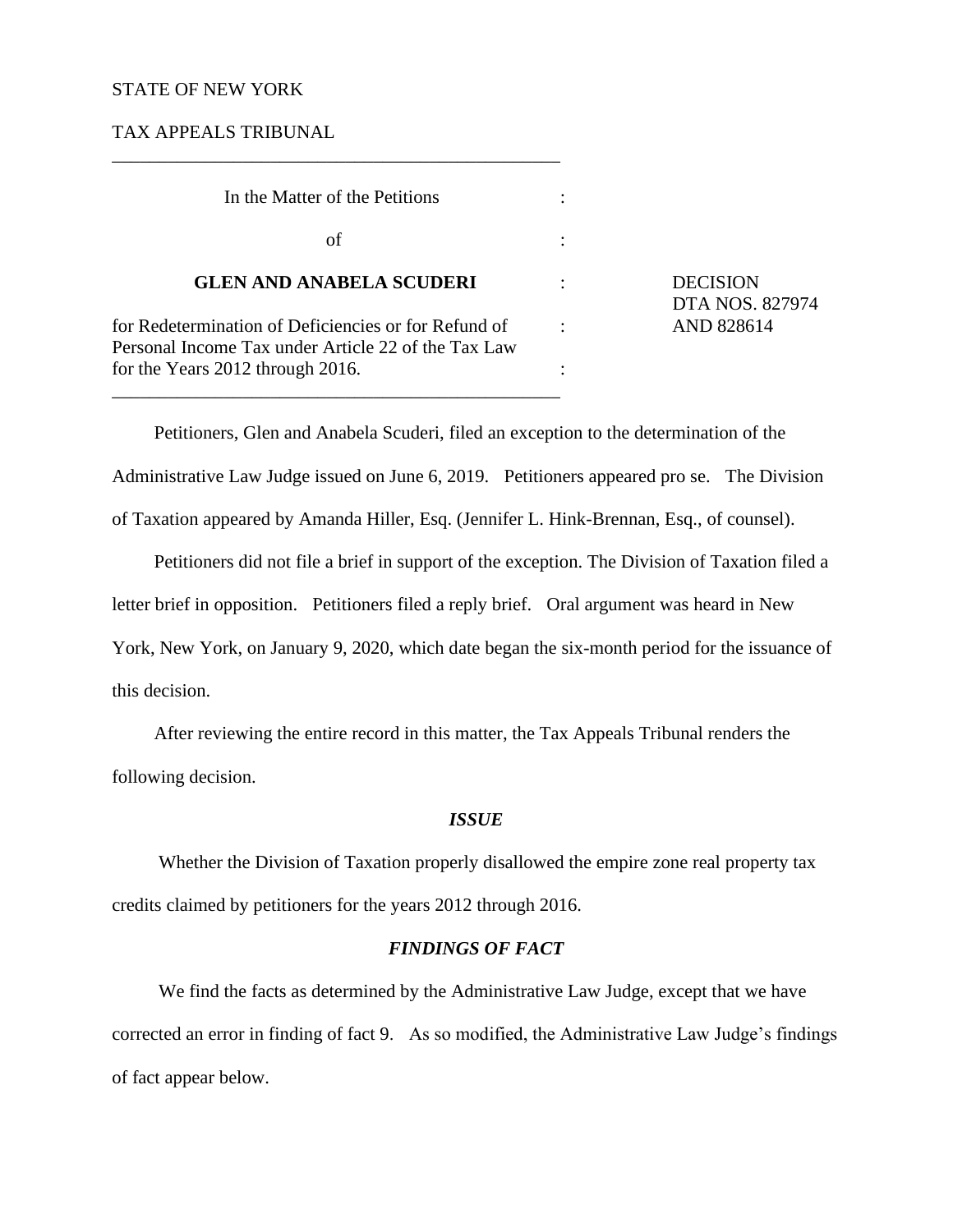STATE OF NEW YORK

TAX APPEALS TRIBUNAL

________________________________________________

| In the Matter of the Petitions | : | |
|---|---|---|
| of | : | |
| **GLEN AND ANABELA SCUDERI** | : | DECISION DTA NOS. 827974 AND 828614 |
| for Redetermination of Deficiencies or for Refund of Personal Income Tax under Article 22 of the Tax Law for the Years 2012 through 2016. | : | |

________________________________________________

Petitioners, Glen and Anabela Scuderi, filed an exception to the determination of the Administrative Law Judge issued on June 6, 2019. Petitioners appeared pro se. The Division of Taxation appeared by Amanda Hiller, Esq. (Jennifer L. Hink-Brennan, Esq., of counsel).

Petitioners did not file a brief in support of the exception. The Division of Taxation filed a letter brief in opposition. Petitioners filed a reply brief. Oral argument was heard in New York, New York, on January 9, 2020, which date began the six-month period for the issuance of this decision.

After reviewing the entire record in this matter, the Tax Appeals Tribunal renders the following decision.

### *ISSUE*

Whether the Division of Taxation properly disallowed the empire zone real property tax credits claimed by petitioners for the years 2012 through 2016.

### *FINDINGS OF FACT*

We find the facts as determined by the Administrative Law Judge, except that we have corrected an error in finding of fact 9. As so modified, the Administrative Law Judge's findings of fact appear below.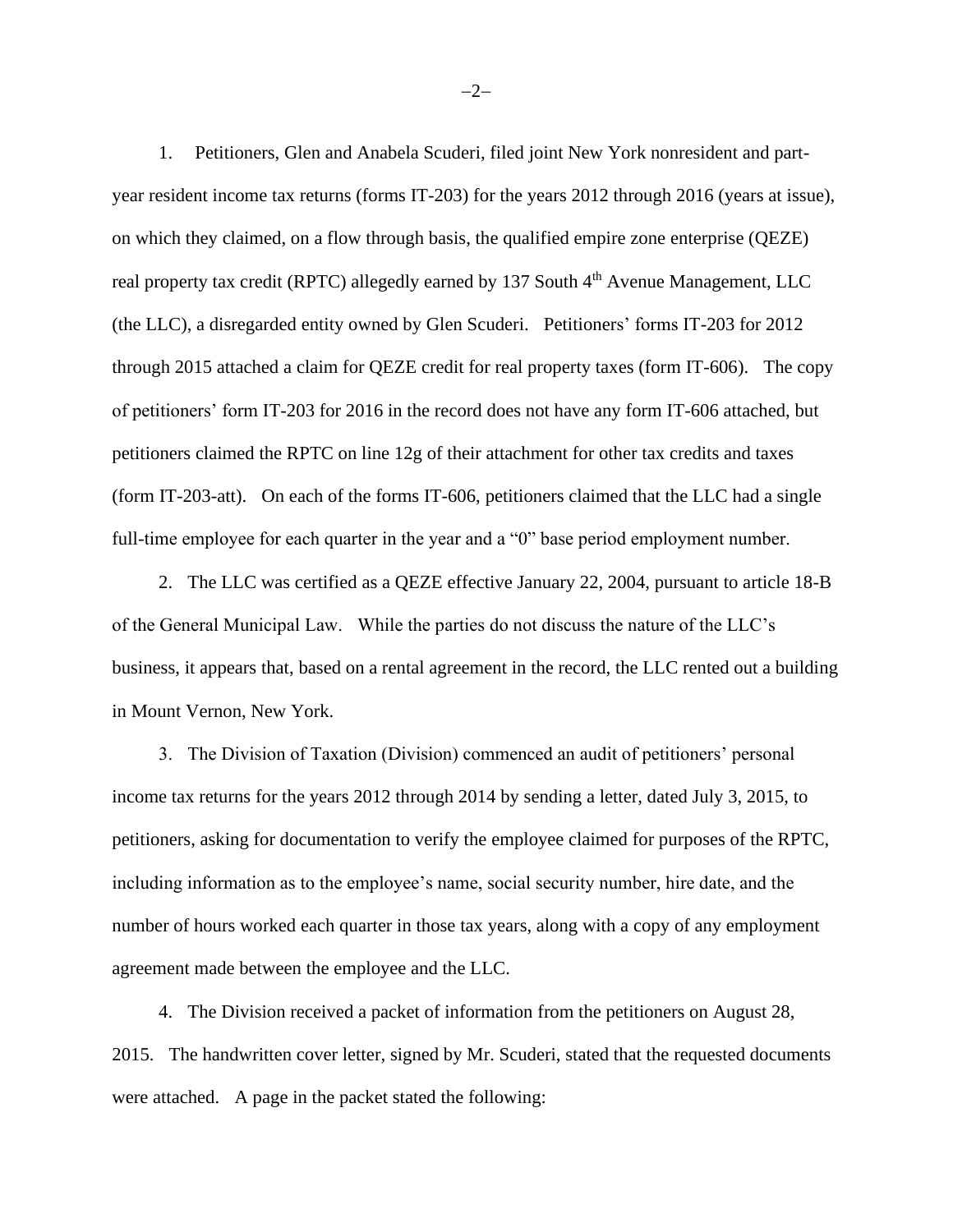1. Petitioners, Glen and Anabela Scuderi, filed joint New York nonresident and part-year resident income tax returns (forms IT-203) for the years 2012 through 2016 (years at issue), on which they claimed, on a flow through basis, the qualified empire zone enterprise (QEZE) real property tax credit (RPTC) allegedly earned by 137 South 4th Avenue Management, LLC (the LLC), a disregarded entity owned by Glen Scuderi. Petitioners' forms IT-203 for 2012 through 2015 attached a claim for QEZE credit for real property taxes (form IT-606). The copy of petitioners' form IT-203 for 2016 in the record does not have any form IT-606 attached, but petitioners claimed the RPTC on line 12g of their attachment for other tax credits and taxes (form IT-203-att). On each of the forms IT-606, petitioners claimed that the LLC had a single full-time employee for each quarter in the year and a "0" base period employment number.

2. The LLC was certified as a QEZE effective January 22, 2004, pursuant to article 18-B of the General Municipal Law. While the parties do not discuss the nature of the LLC's business, it appears that, based on a rental agreement in the record, the LLC rented out a building in Mount Vernon, New York.

3. The Division of Taxation (Division) commenced an audit of petitioners' personal income tax returns for the years 2012 through 2014 by sending a letter, dated July 3, 2015, to petitioners, asking for documentation to verify the employee claimed for purposes of the RPTC, including information as to the employee's name, social security number, hire date, and the number of hours worked each quarter in those tax years, along with a copy of any employment agreement made between the employee and the LLC.

4. The Division received a packet of information from the petitioners on August 28, 2015. The handwritten cover letter, signed by Mr. Scuderi, stated that the requested documents were attached. A page in the packet stated the following: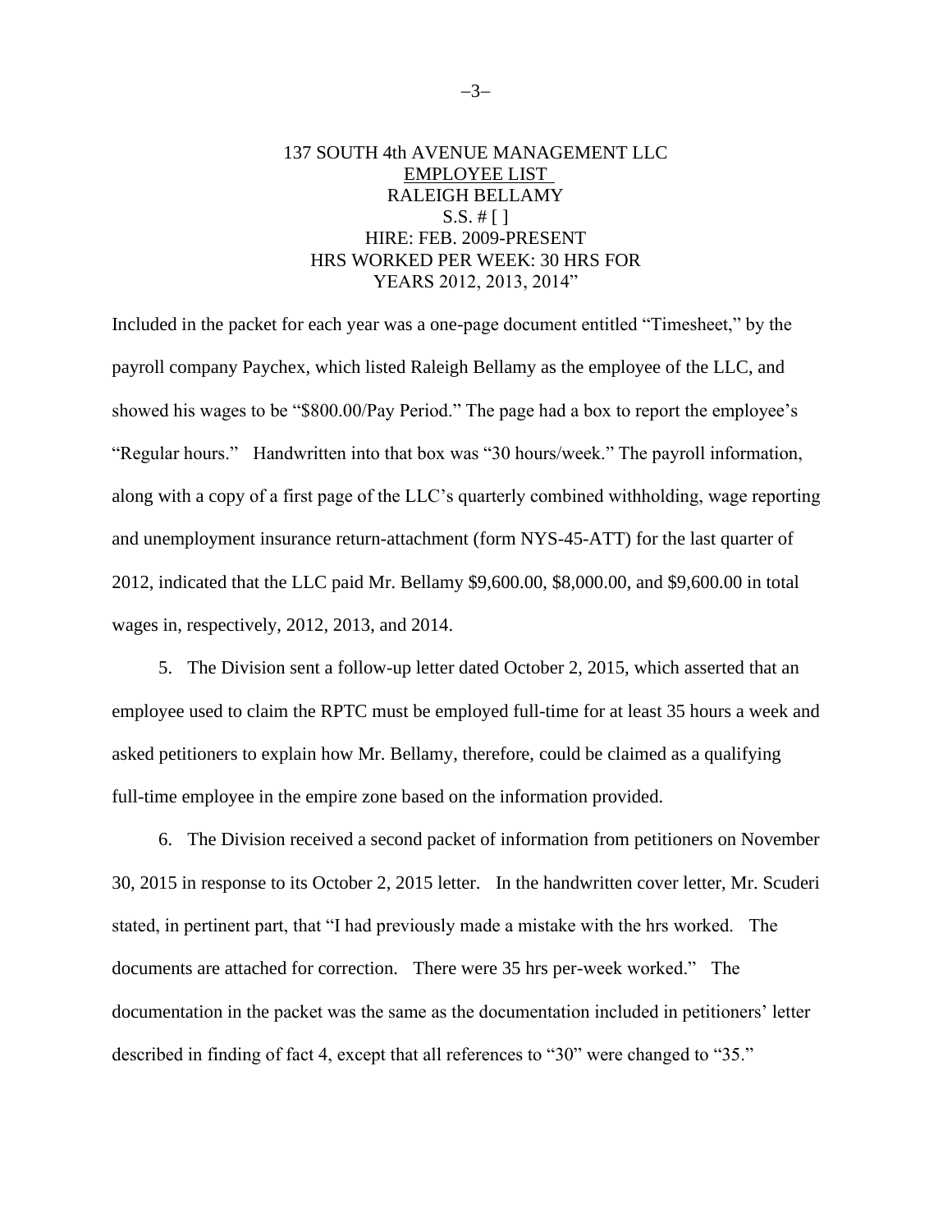137 SOUTH 4th AVENUE MANAGEMENT LLC
EMPLOYEE LIST
RALEIGH BELLAMY
S.S. # [ ]
HIRE: FEB. 2009-PRESENT
HRS WORKED PER WEEK: 30 HRS FOR
YEARS 2012, 2013, 2014"

Included in the packet for each year was a one-page document entitled "Timesheet," by the payroll company Paychex, which listed Raleigh Bellamy as the employee of the LLC, and showed his wages to be "$800.00/Pay Period." The page had a box to report the employee's "Regular hours." Handwritten into that box was "30 hours/week." The payroll information, along with a copy of a first page of the LLC's quarterly combined withholding, wage reporting and unemployment insurance return-attachment (form NYS-45-ATT) for the last quarter of 2012, indicated that the LLC paid Mr. Bellamy $9,600.00, $8,000.00, and $9,600.00 in total wages in, respectively, 2012, 2013, and 2014.

5. The Division sent a follow-up letter dated October 2, 2015, which asserted that an employee used to claim the RPTC must be employed full-time for at least 35 hours a week and asked petitioners to explain how Mr. Bellamy, therefore, could be claimed as a qualifying full-time employee in the empire zone based on the information provided.

6. The Division received a second packet of information from petitioners on November 30, 2015 in response to its October 2, 2015 letter. In the handwritten cover letter, Mr. Scuderi stated, in pertinent part, that "I had previously made a mistake with the hrs worked. The documents are attached for correction. There were 35 hrs per-week worked." The documentation in the packet was the same as the documentation included in petitioners' letter described in finding of fact 4, except that all references to "30" were changed to "35."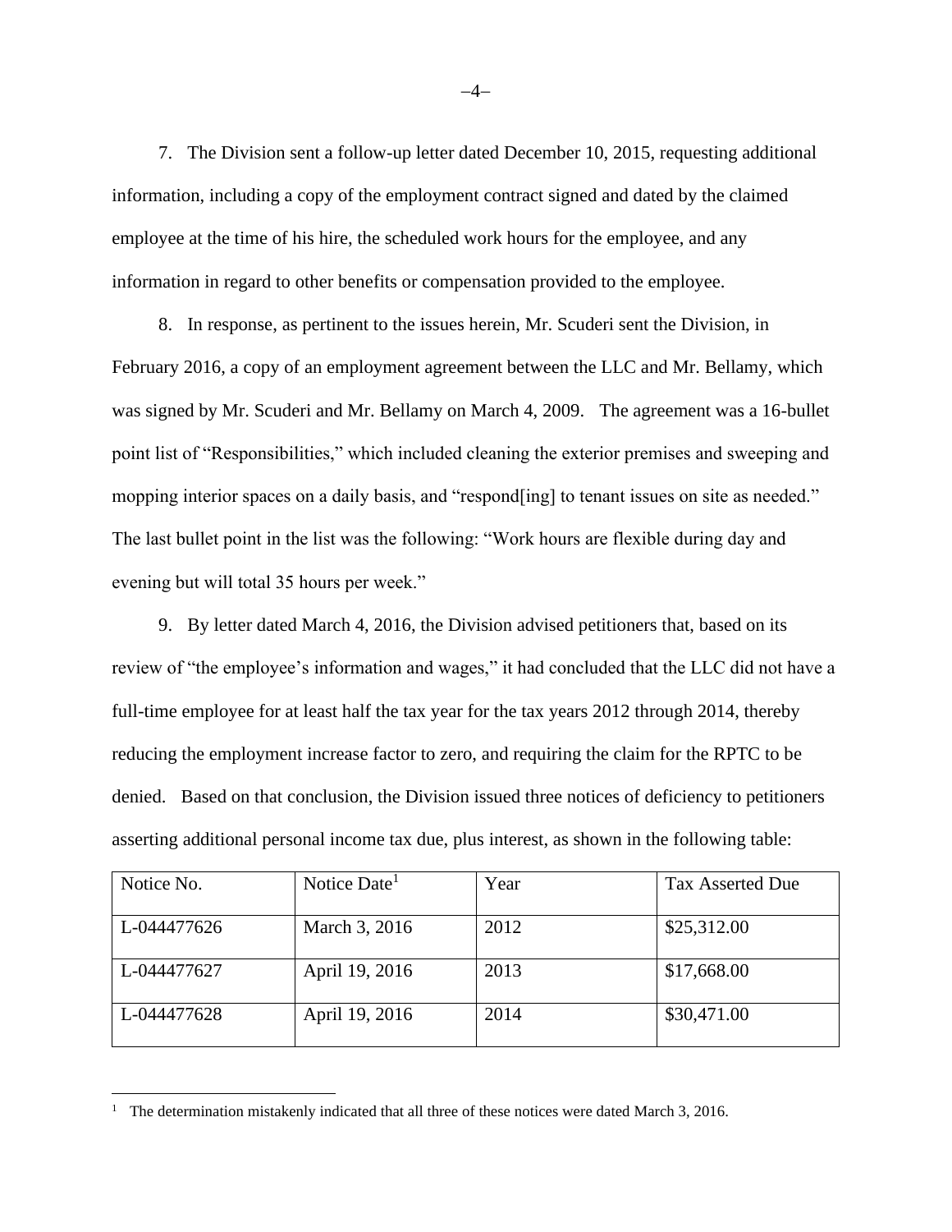7. The Division sent a follow-up letter dated December 10, 2015, requesting additional information, including a copy of the employment contract signed and dated by the claimed employee at the time of his hire, the scheduled work hours for the employee, and any information in regard to other benefits or compensation provided to the employee.

8. In response, as pertinent to the issues herein, Mr. Scuderi sent the Division, in February 2016, a copy of an employment agreement between the LLC and Mr. Bellamy, which was signed by Mr. Scuderi and Mr. Bellamy on March 4, 2009. The agreement was a 16-bullet point list of "Responsibilities," which included cleaning the exterior premises and sweeping and mopping interior spaces on a daily basis, and "respond[ing] to tenant issues on site as needed." The last bullet point in the list was the following: "Work hours are flexible during day and evening but will total 35 hours per week."

9. By letter dated March 4, 2016, the Division advised petitioners that, based on its review of "the employee's information and wages," it had concluded that the LLC did not have a full-time employee for at least half the tax year for the tax years 2012 through 2014, thereby reducing the employment increase factor to zero, and requiring the claim for the RPTC to be denied. Based on that conclusion, the Division issued three notices of deficiency to petitioners asserting additional personal income tax due, plus interest, as shown in the following table:

| Notice No. | Notice Date[1] | Year | Tax Asserted Due |
|---|---|---|---|
| L-044477626 | March 3, 2016 | 2012 | $25,312.00 |
| L-044477627 | April 19, 2016 | 2013 | $17,668.00 |
| L-044477628 | April 19, 2016 | 2014 | $30,471.00 |

[1] The determination mistakenly indicated that all three of these notices were dated March 3, 2016.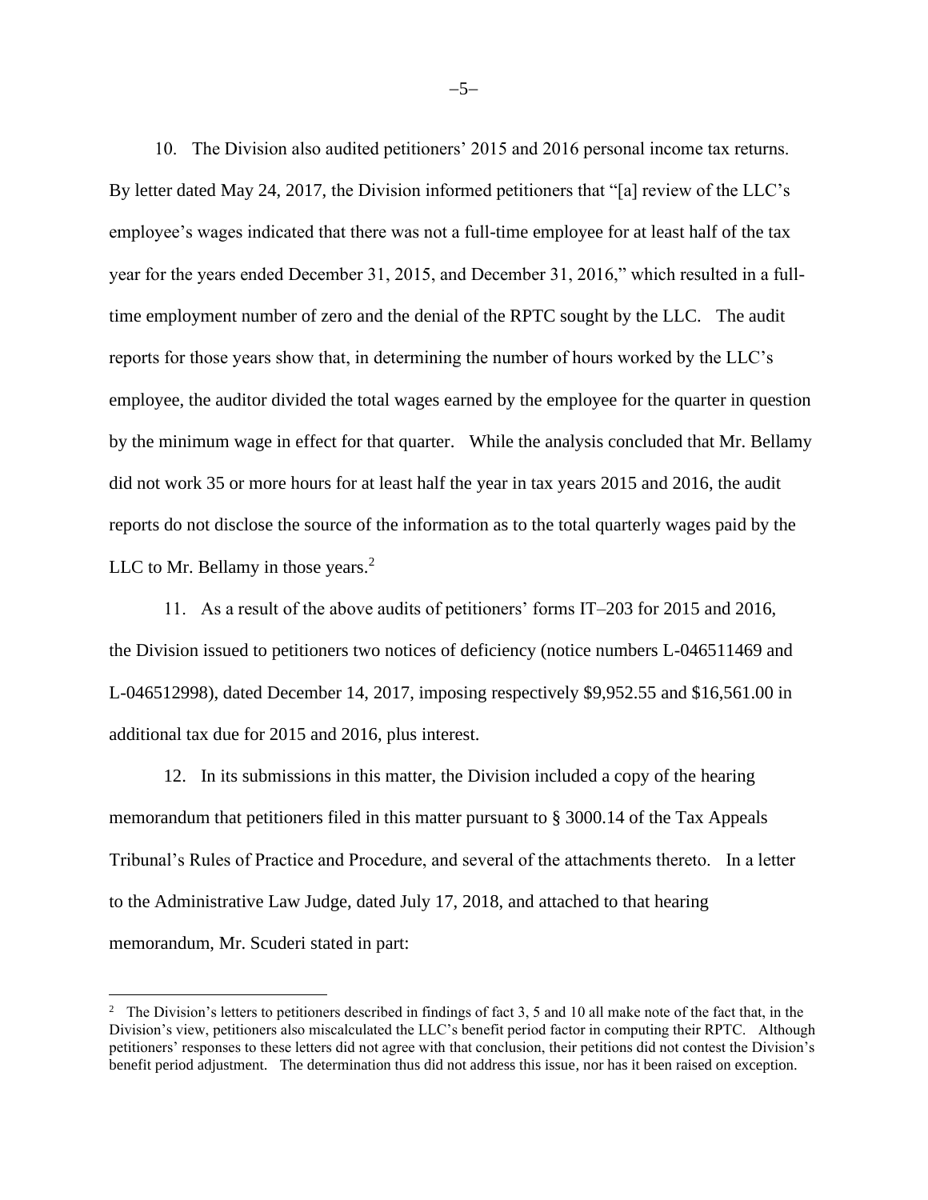10. The Division also audited petitioners' 2015 and 2016 personal income tax returns. By letter dated May 24, 2017, the Division informed petitioners that "[a] review of the LLC's employee's wages indicated that there was not a full-time employee for at least half of the tax year for the years ended December 31, 2015, and December 31, 2016," which resulted in a full-time employment number of zero and the denial of the RPTC sought by the LLC. The audit reports for those years show that, in determining the number of hours worked by the LLC's employee, the auditor divided the total wages earned by the employee for the quarter in question by the minimum wage in effect for that quarter. While the analysis concluded that Mr. Bellamy did not work 35 or more hours for at least half the year in tax years 2015 and 2016, the audit reports do not disclose the source of the information as to the total quarterly wages paid by the LLC to Mr. Bellamy in those years.[2]

11. As a result of the above audits of petitioners' forms IT–203 for 2015 and 2016, the Division issued to petitioners two notices of deficiency (notice numbers L-046511469 and L-046512998), dated December 14, 2017, imposing respectively $9,952.55 and $16,561.00 in additional tax due for 2015 and 2016, plus interest.

12. In its submissions in this matter, the Division included a copy of the hearing memorandum that petitioners filed in this matter pursuant to § 3000.14 of the Tax Appeals Tribunal's Rules of Practice and Procedure, and several of the attachments thereto. In a letter to the Administrative Law Judge, dated July 17, 2018, and attached to that hearing memorandum, Mr. Scuderi stated in part:

---

[2] The Division's letters to petitioners described in findings of fact 3, 5 and 10 all make note of the fact that, in the Division's view, petitioners also miscalculated the LLC's benefit period factor in computing their RPTC. Although petitioners' responses to these letters did not agree with that conclusion, their petitions did not contest the Division's benefit period adjustment. The determination thus did not address this issue, nor has it been raised on exception.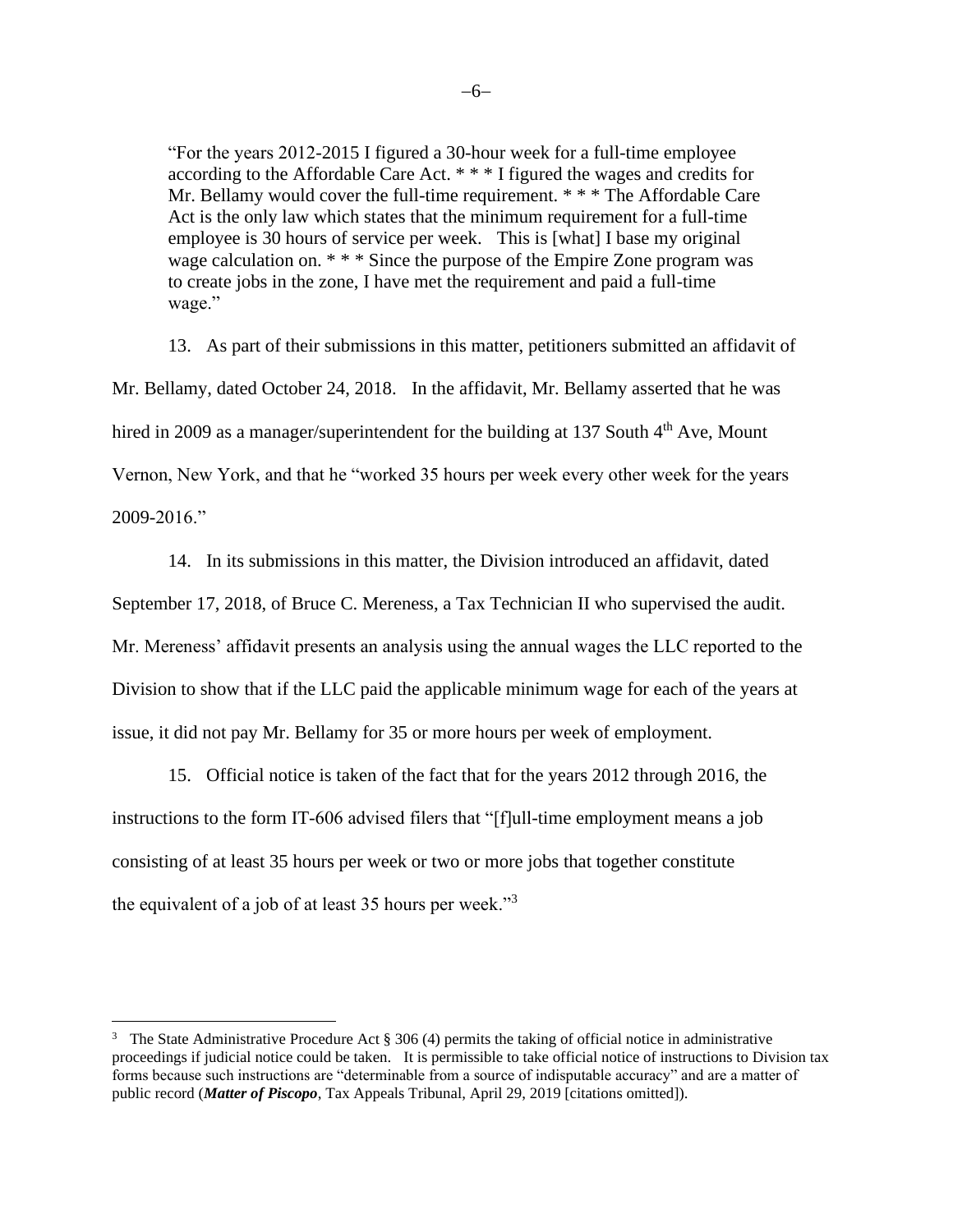> "For the years 2012-2015 I figured a 30-hour week for a full-time employee according to the Affordable Care Act. * * * I figured the wages and credits for Mr. Bellamy would cover the full-time requirement. * * * The Affordable Care Act is the only law which states that the minimum requirement for a full-time employee is 30 hours of service per week. This is [what] I base my original wage calculation on. * * * Since the purpose of the Empire Zone program was to create jobs in the zone, I have met the requirement and paid a full-time wage."

13. As part of their submissions in this matter, petitioners submitted an affidavit of Mr. Bellamy, dated October 24, 2018. In the affidavit, Mr. Bellamy asserted that he was hired in 2009 as a manager/superintendent for the building at 137 South 4th Ave, Mount Vernon, New York, and that he "worked 35 hours per week every other week for the years 2009-2016."

14. In its submissions in this matter, the Division introduced an affidavit, dated September 17, 2018, of Bruce C. Mereness, a Tax Technician II who supervised the audit. Mr. Mereness' affidavit presents an analysis using the annual wages the LLC reported to the Division to show that if the LLC paid the applicable minimum wage for each of the years at issue, it did not pay Mr. Bellamy for 35 or more hours per week of employment.

15. Official notice is taken of the fact that for the years 2012 through 2016, the instructions to the form IT-606 advised filers that "[f]ull-time employment means a job consisting of at least 35 hours per week or two or more jobs that together constitute the equivalent of a job of at least 35 hours per week."[3]

---

[3] The State Administrative Procedure Act § 306 (4) permits the taking of official notice in administrative proceedings if judicial notice could be taken. It is permissible to take official notice of instructions to Division tax forms because such instructions are "determinable from a source of indisputable accuracy" and are a matter of public record (***Matter of Piscopo***, Tax Appeals Tribunal, April 29, 2019 [citations omitted]).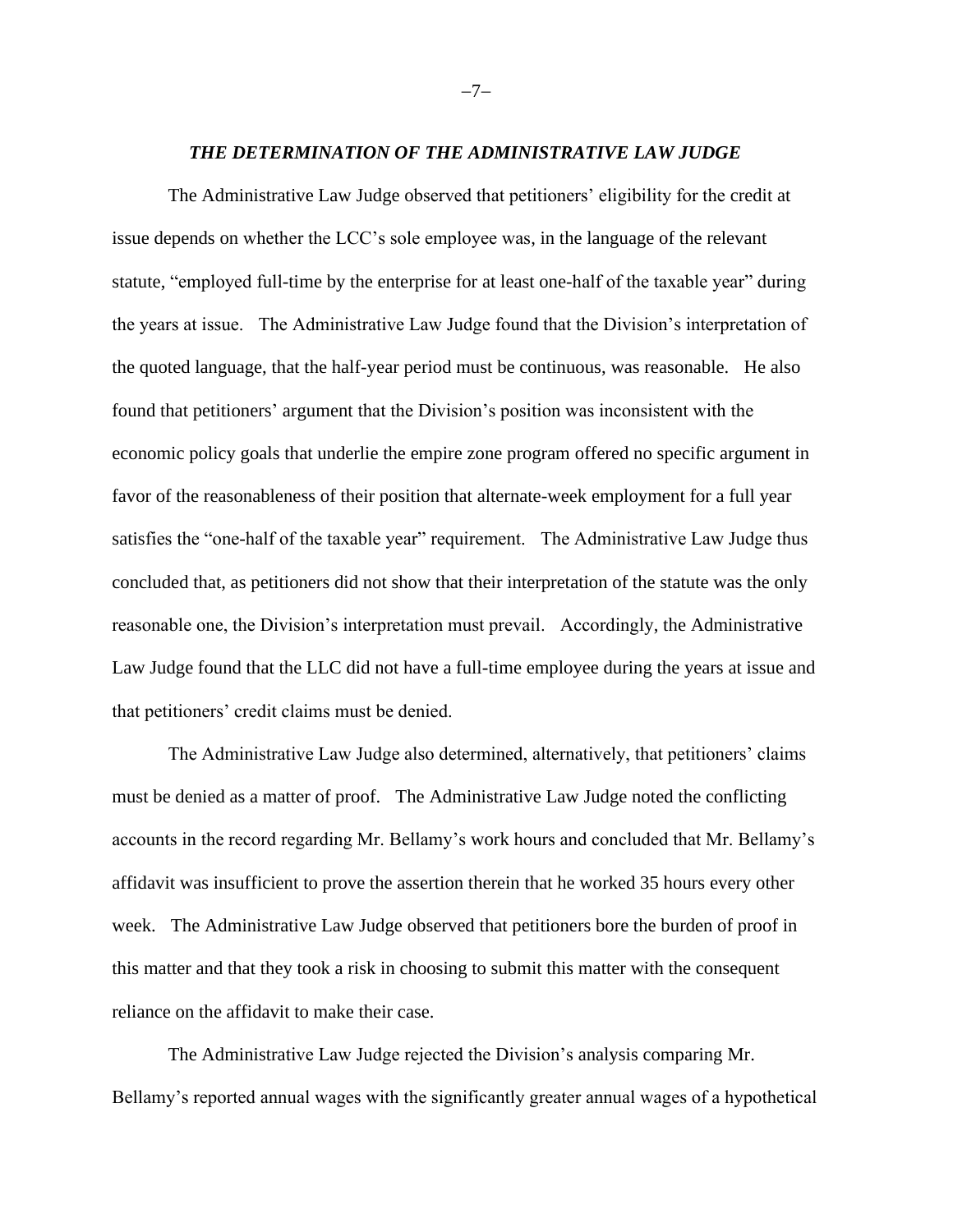### *THE DETERMINATION OF THE ADMINISTRATIVE LAW JUDGE*

The Administrative Law Judge observed that petitioners' eligibility for the credit at issue depends on whether the LCC's sole employee was, in the language of the relevant statute, "employed full-time by the enterprise for at least one-half of the taxable year" during the years at issue. The Administrative Law Judge found that the Division's interpretation of the quoted language, that the half-year period must be continuous, was reasonable. He also found that petitioners' argument that the Division's position was inconsistent with the economic policy goals that underlie the empire zone program offered no specific argument in favor of the reasonableness of their position that alternate-week employment for a full year satisfies the "one-half of the taxable year" requirement. The Administrative Law Judge thus concluded that, as petitioners did not show that their interpretation of the statute was the only reasonable one, the Division's interpretation must prevail. Accordingly, the Administrative Law Judge found that the LLC did not have a full-time employee during the years at issue and that petitioners' credit claims must be denied.

The Administrative Law Judge also determined, alternatively, that petitioners' claims must be denied as a matter of proof. The Administrative Law Judge noted the conflicting accounts in the record regarding Mr. Bellamy's work hours and concluded that Mr. Bellamy's affidavit was insufficient to prove the assertion therein that he worked 35 hours every other week. The Administrative Law Judge observed that petitioners bore the burden of proof in this matter and that they took a risk in choosing to submit this matter with the consequent reliance on the affidavit to make their case.

The Administrative Law Judge rejected the Division's analysis comparing Mr. Bellamy's reported annual wages with the significantly greater annual wages of a hypothetical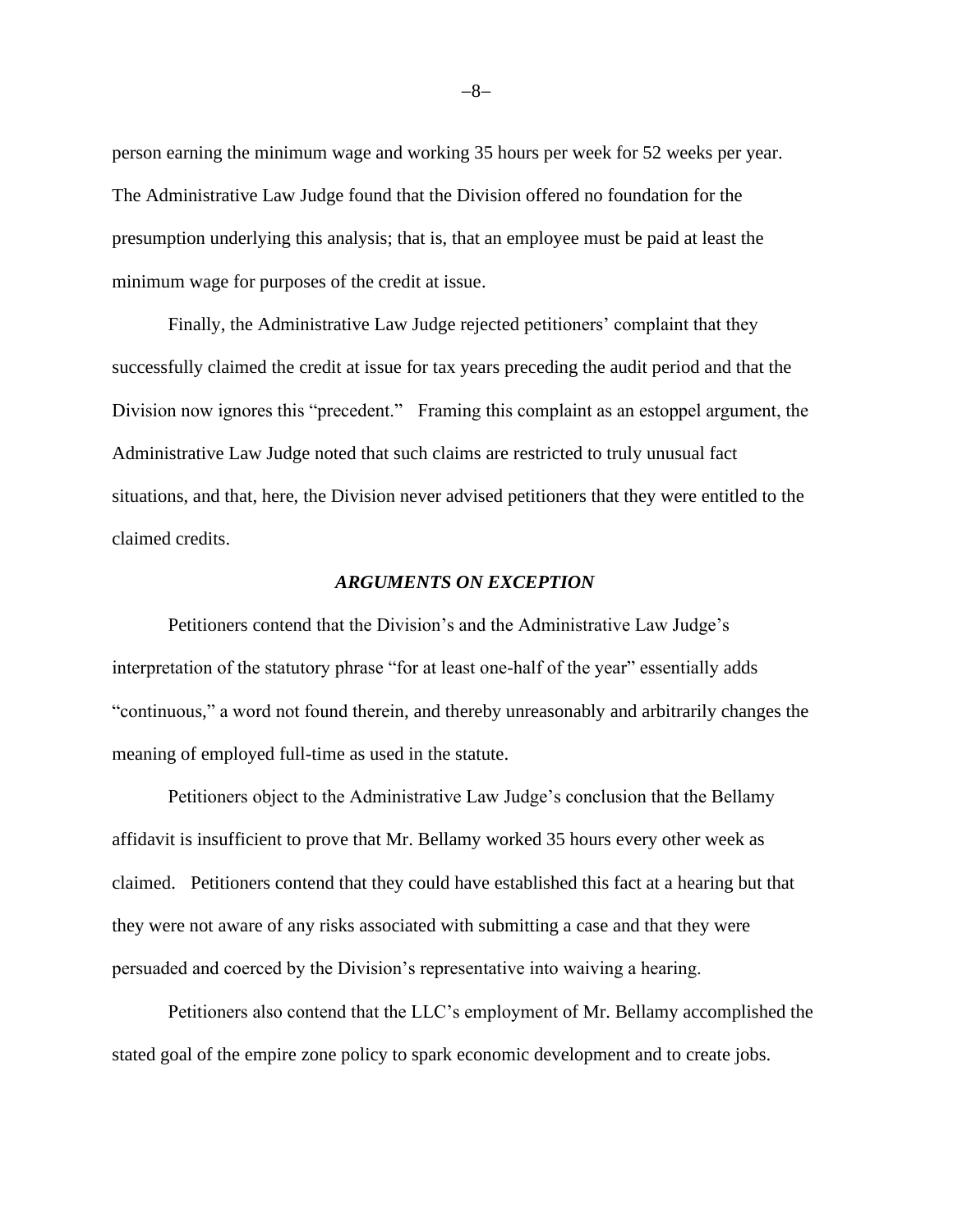person earning the minimum wage and working 35 hours per week for 52 weeks per year. The Administrative Law Judge found that the Division offered no foundation for the presumption underlying this analysis; that is, that an employee must be paid at least the minimum wage for purposes of the credit at issue.

Finally, the Administrative Law Judge rejected petitioners' complaint that they successfully claimed the credit at issue for tax years preceding the audit period and that the Division now ignores this "precedent." Framing this complaint as an estoppel argument, the Administrative Law Judge noted that such claims are restricted to truly unusual fact situations, and that, here, the Division never advised petitioners that they were entitled to the claimed credits.

### *ARGUMENTS ON EXCEPTION*

Petitioners contend that the Division's and the Administrative Law Judge's interpretation of the statutory phrase "for at least one-half of the year" essentially adds "continuous," a word not found therein, and thereby unreasonably and arbitrarily changes the meaning of employed full-time as used in the statute.

Petitioners object to the Administrative Law Judge's conclusion that the Bellamy affidavit is insufficient to prove that Mr. Bellamy worked 35 hours every other week as claimed. Petitioners contend that they could have established this fact at a hearing but that they were not aware of any risks associated with submitting a case and that they were persuaded and coerced by the Division's representative into waiving a hearing.

Petitioners also contend that the LLC's employment of Mr. Bellamy accomplished the stated goal of the empire zone policy to spark economic development and to create jobs.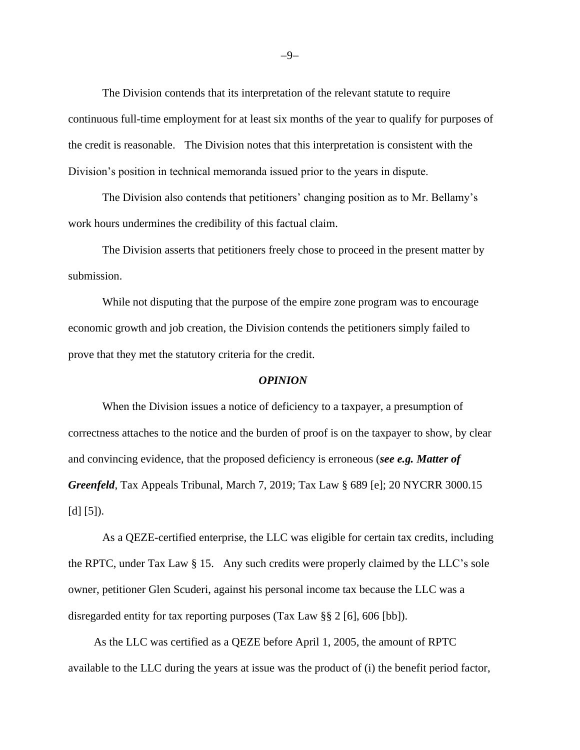The Division contends that its interpretation of the relevant statute to require continuous full-time employment for at least six months of the year to qualify for purposes of the credit is reasonable. The Division notes that this interpretation is consistent with the Division's position in technical memoranda issued prior to the years in dispute.

The Division also contends that petitioners' changing position as to Mr. Bellamy's work hours undermines the credibility of this factual claim.

The Division asserts that petitioners freely chose to proceed in the present matter by submission.

While not disputing that the purpose of the empire zone program was to encourage economic growth and job creation, the Division contends the petitioners simply failed to prove that they met the statutory criteria for the credit.

### *OPINION*

When the Division issues a notice of deficiency to a taxpayer, a presumption of correctness attaches to the notice and the burden of proof is on the taxpayer to show, by clear and convincing evidence, that the proposed deficiency is erroneous (***see e.g. Matter of Greenfeld***, Tax Appeals Tribunal, March 7, 2019; Tax Law § 689 [e]; 20 NYCRR 3000.15 [d] [5]).

As a QEZE-certified enterprise, the LLC was eligible for certain tax credits, including the RPTC, under Tax Law § 15. Any such credits were properly claimed by the LLC's sole owner, petitioner Glen Scuderi, against his personal income tax because the LLC was a disregarded entity for tax reporting purposes (Tax Law §§ 2 [6], 606 [bb]).

As the LLC was certified as a QEZE before April 1, 2005, the amount of RPTC available to the LLC during the years at issue was the product of (i) the benefit period factor,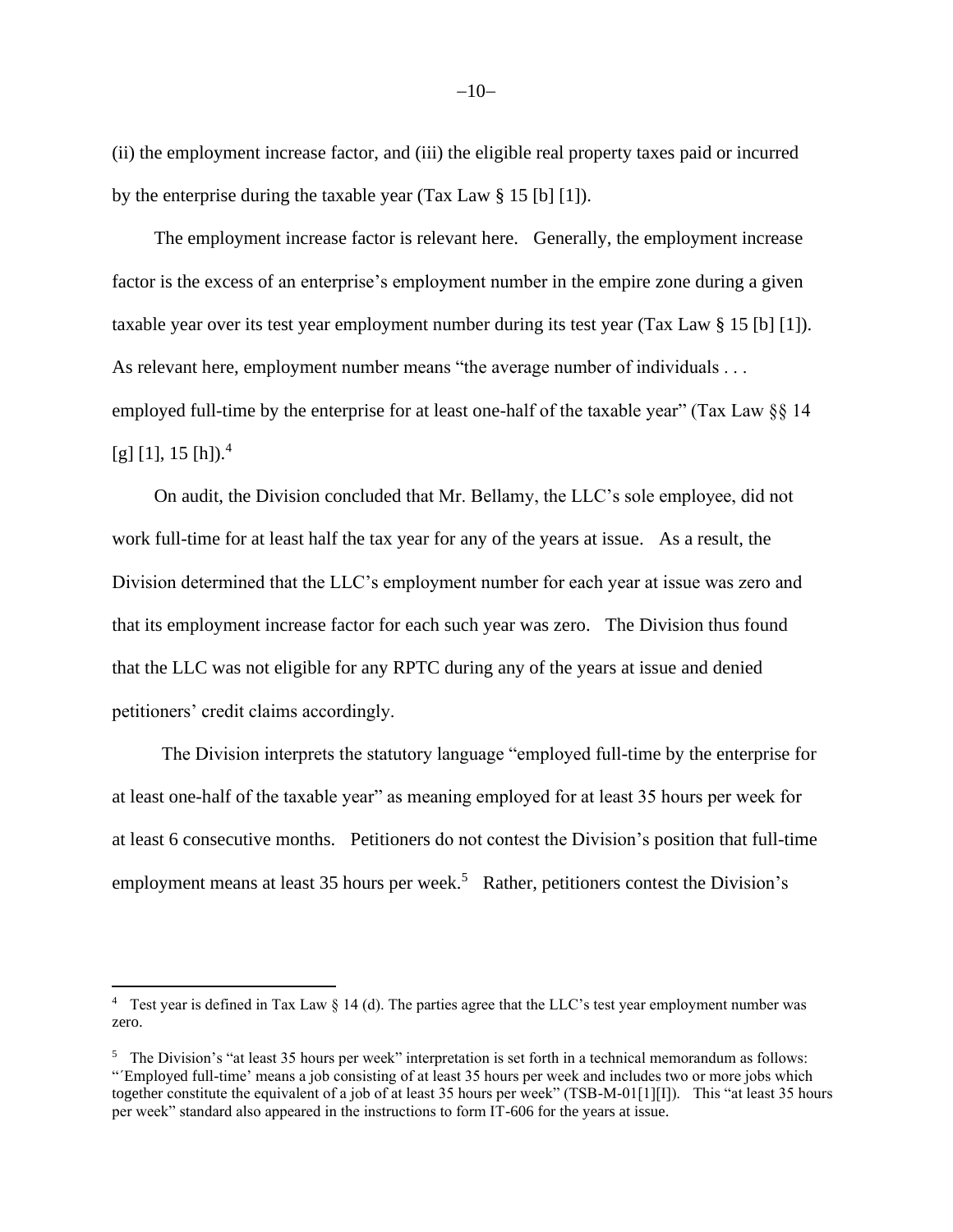(ii) the employment increase factor, and (iii) the eligible real property taxes paid or incurred by the enterprise during the taxable year (Tax Law § 15 [b] [1]).

The employment increase factor is relevant here. Generally, the employment increase factor is the excess of an enterprise's employment number in the empire zone during a given taxable year over its test year employment number during its test year (Tax Law § 15 [b] [1]). As relevant here, employment number means "the average number of individuals . . . employed full-time by the enterprise for at least one-half of the taxable year" (Tax Law §§ 14 [g] [1], 15 [h]).[4]

On audit, the Division concluded that Mr. Bellamy, the LLC's sole employee, did not work full-time for at least half the tax year for any of the years at issue. As a result, the Division determined that the LLC's employment number for each year at issue was zero and that its employment increase factor for each such year was zero. The Division thus found that the LLC was not eligible for any RPTC during any of the years at issue and denied petitioners' credit claims accordingly.

The Division interprets the statutory language "employed full-time by the enterprise for at least one-half of the taxable year" as meaning employed for at least 35 hours per week for at least 6 consecutive months. Petitioners do not contest the Division's position that full-time employment means at least 35 hours per week.[5] Rather, petitioners contest the Division's

---

[4] Test year is defined in Tax Law § 14 (d). The parties agree that the LLC's test year employment number was zero.

[5] The Division's "at least 35 hours per week" interpretation is set forth in a technical memorandum as follows: "'Employed full-time' means a job consisting of at least 35 hours per week and includes two or more jobs which together constitute the equivalent of a job of at least 35 hours per week" (TSB-M-01[1][I]). This "at least 35 hours per week" standard also appeared in the instructions to form IT-606 for the years at issue.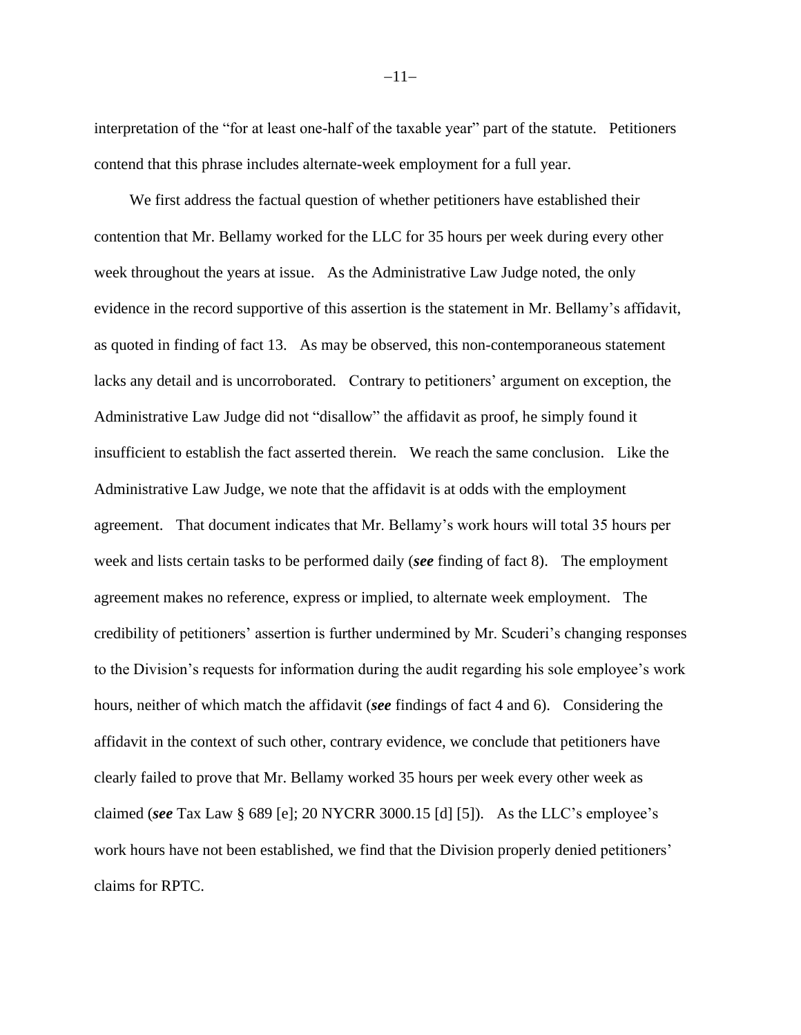interpretation of the "for at least one-half of the taxable year" part of the statute. Petitioners contend that this phrase includes alternate-week employment for a full year.

We first address the factual question of whether petitioners have established their contention that Mr. Bellamy worked for the LLC for 35 hours per week during every other week throughout the years at issue. As the Administrative Law Judge noted, the only evidence in the record supportive of this assertion is the statement in Mr. Bellamy's affidavit, as quoted in finding of fact 13. As may be observed, this non-contemporaneous statement lacks any detail and is uncorroborated. Contrary to petitioners' argument on exception, the Administrative Law Judge did not "disallow" the affidavit as proof, he simply found it insufficient to establish the fact asserted therein. We reach the same conclusion. Like the Administrative Law Judge, we note that the affidavit is at odds with the employment agreement. That document indicates that Mr. Bellamy's work hours will total 35 hours per week and lists certain tasks to be performed daily (***see*** finding of fact 8). The employment agreement makes no reference, express or implied, to alternate week employment. The credibility of petitioners' assertion is further undermined by Mr. Scuderi's changing responses to the Division's requests for information during the audit regarding his sole employee's work hours, neither of which match the affidavit (***see*** findings of fact 4 and 6). Considering the affidavit in the context of such other, contrary evidence, we conclude that petitioners have clearly failed to prove that Mr. Bellamy worked 35 hours per week every other week as claimed (***see*** Tax Law § 689 [e]; 20 NYCRR 3000.15 [d] [5]). As the LLC's employee's work hours have not been established, we find that the Division properly denied petitioners' claims for RPTC.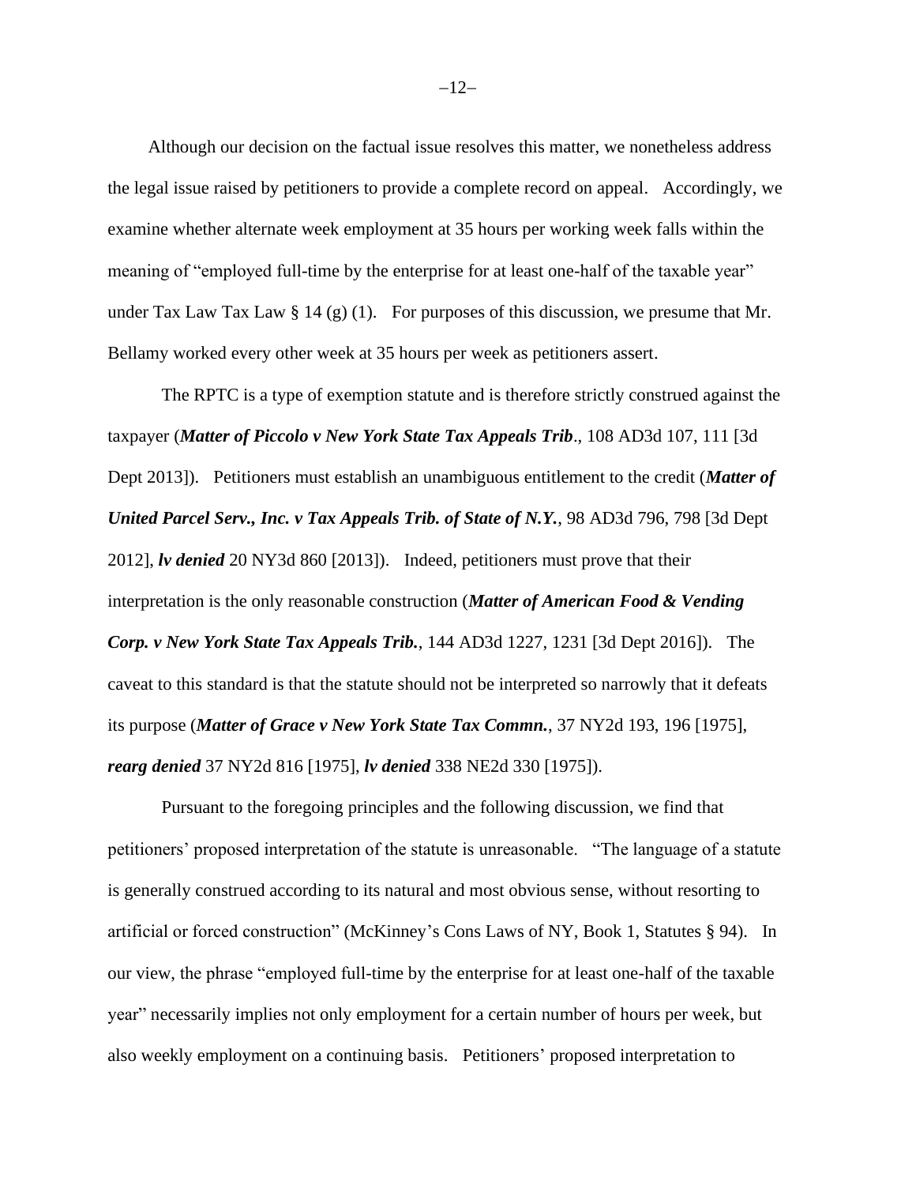Although our decision on the factual issue resolves this matter, we nonetheless address the legal issue raised by petitioners to provide a complete record on appeal. Accordingly, we examine whether alternate week employment at 35 hours per working week falls within the meaning of "employed full-time by the enterprise for at least one-half of the taxable year" under Tax Law Tax Law § 14 (g) (1). For purposes of this discussion, we presume that Mr. Bellamy worked every other week at 35 hours per week as petitioners assert.

The RPTC is a type of exemption statute and is therefore strictly construed against the taxpayer (***Matter of Piccolo v New York State Tax Appeals Trib***., 108 AD3d 107, 111 [3d Dept 2013]). Petitioners must establish an unambiguous entitlement to the credit (***Matter of United Parcel Serv., Inc. v Tax Appeals Trib. of State of N.Y.***, 98 AD3d 796, 798 [3d Dept 2012], ***lv denied*** 20 NY3d 860 [2013]). Indeed, petitioners must prove that their interpretation is the only reasonable construction (***Matter of American Food & Vending Corp. v New York State Tax Appeals Trib.***, 144 AD3d 1227, 1231 [3d Dept 2016]). The caveat to this standard is that the statute should not be interpreted so narrowly that it defeats its purpose (***Matter of Grace v New York State Tax Commn.***, 37 NY2d 193, 196 [1975], ***rearg denied*** 37 NY2d 816 [1975], ***lv denied*** 338 NE2d 330 [1975]).

Pursuant to the foregoing principles and the following discussion, we find that petitioners' proposed interpretation of the statute is unreasonable. "The language of a statute is generally construed according to its natural and most obvious sense, without resorting to artificial or forced construction" (McKinney's Cons Laws of NY, Book 1, Statutes § 94). In our view, the phrase "employed full-time by the enterprise for at least one-half of the taxable year" necessarily implies not only employment for a certain number of hours per week, but also weekly employment on a continuing basis. Petitioners' proposed interpretation to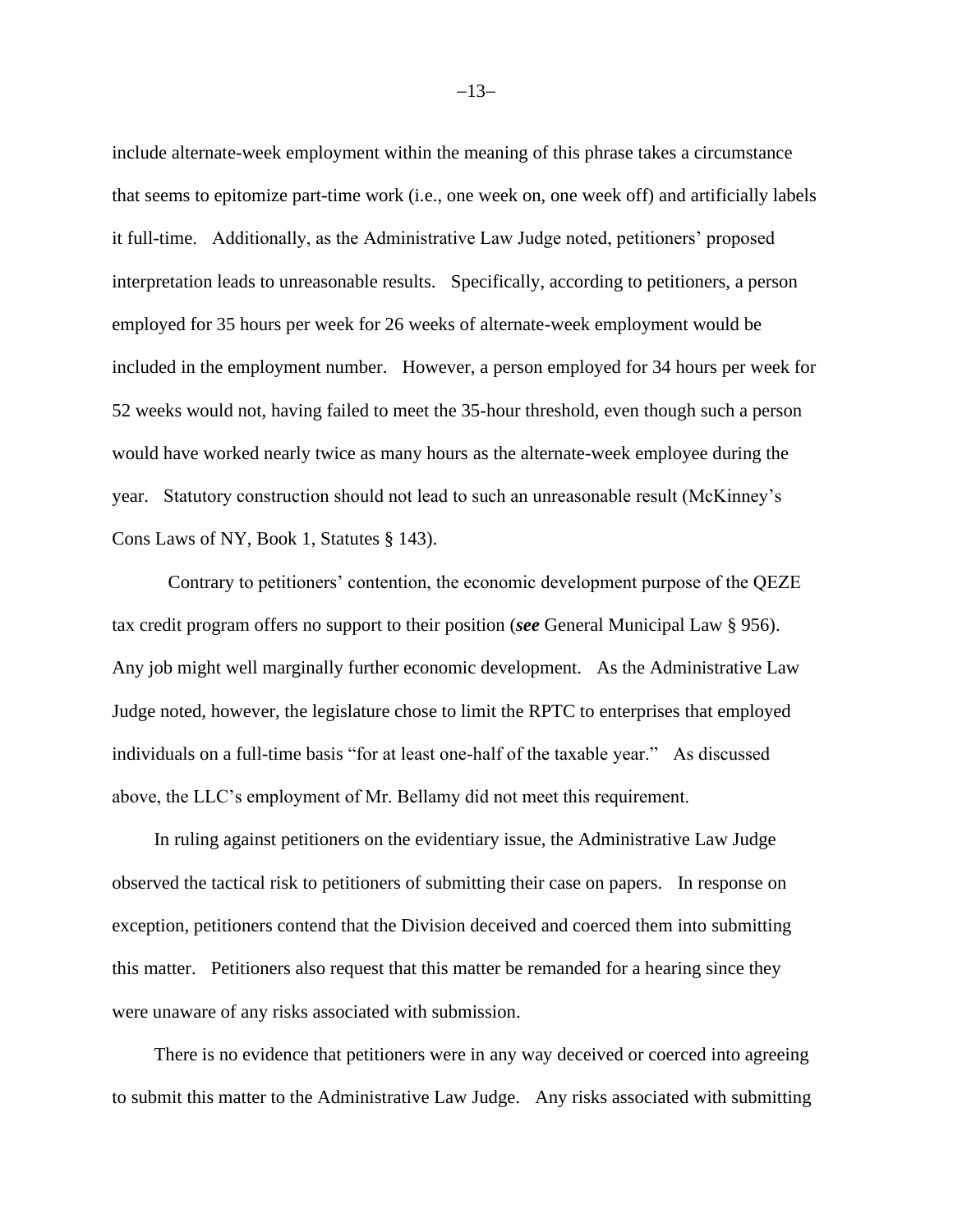include alternate-week employment within the meaning of this phrase takes a circumstance that seems to epitomize part-time work (i.e., one week on, one week off) and artificially labels it full-time. Additionally, as the Administrative Law Judge noted, petitioners' proposed interpretation leads to unreasonable results. Specifically, according to petitioners, a person employed for 35 hours per week for 26 weeks of alternate-week employment would be included in the employment number. However, a person employed for 34 hours per week for 52 weeks would not, having failed to meet the 35-hour threshold, even though such a person would have worked nearly twice as many hours as the alternate-week employee during the year. Statutory construction should not lead to such an unreasonable result (McKinney's Cons Laws of NY, Book 1, Statutes § 143).

Contrary to petitioners' contention, the economic development purpose of the QEZE tax credit program offers no support to their position (***see*** General Municipal Law § 956). Any job might well marginally further economic development. As the Administrative Law Judge noted, however, the legislature chose to limit the RPTC to enterprises that employed individuals on a full-time basis "for at least one-half of the taxable year." As discussed above, the LLC's employment of Mr. Bellamy did not meet this requirement.

In ruling against petitioners on the evidentiary issue, the Administrative Law Judge observed the tactical risk to petitioners of submitting their case on papers. In response on exception, petitioners contend that the Division deceived and coerced them into submitting this matter. Petitioners also request that this matter be remanded for a hearing since they were unaware of any risks associated with submission.

There is no evidence that petitioners were in any way deceived or coerced into agreeing to submit this matter to the Administrative Law Judge. Any risks associated with submitting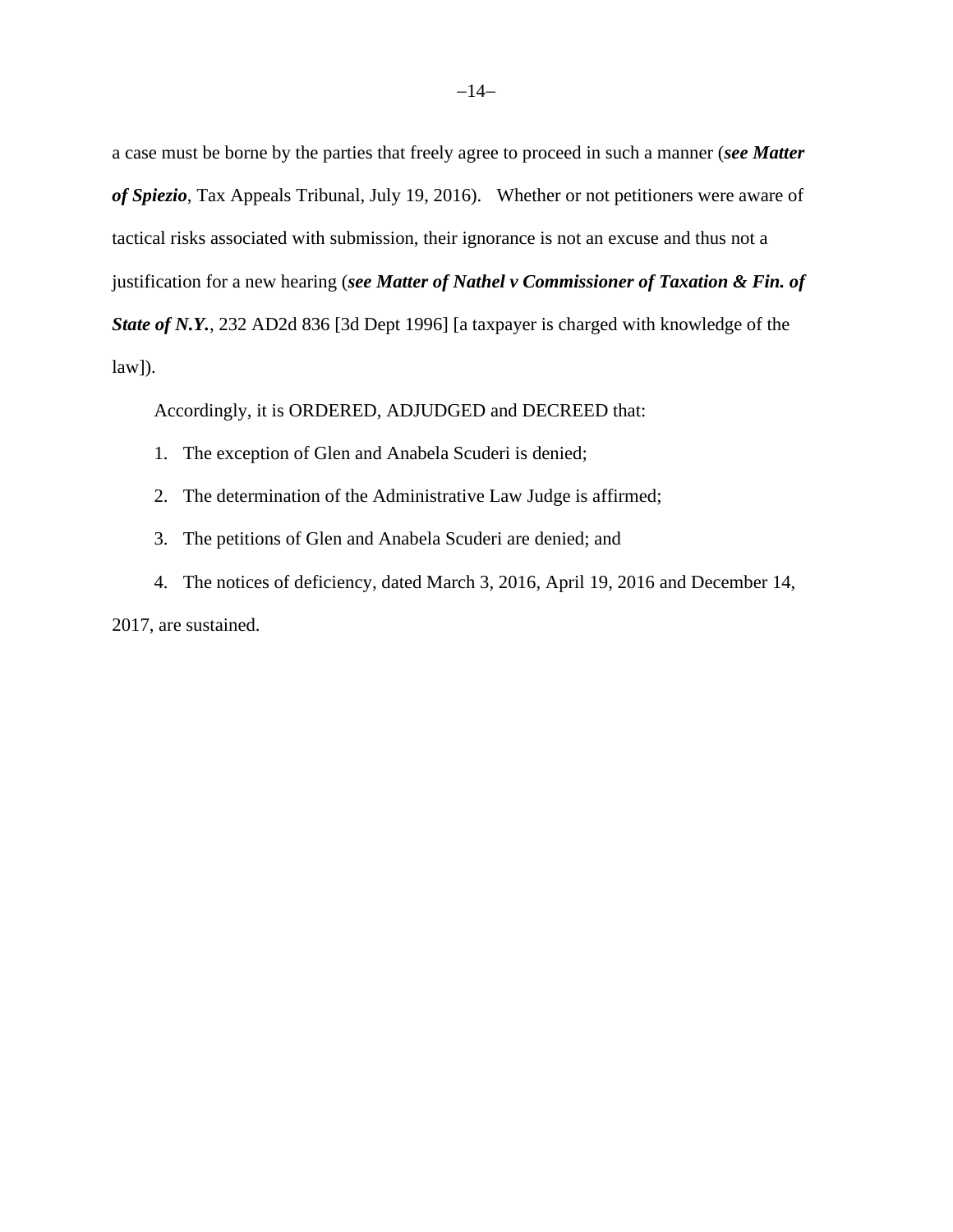a case must be borne by the parties that freely agree to proceed in such a manner (***see Matter of Spiezio***, Tax Appeals Tribunal, July 19, 2016). Whether or not petitioners were aware of tactical risks associated with submission, their ignorance is not an excuse and thus not a justification for a new hearing (***see Matter of Nathel v Commissioner of Taxation & Fin. of State of N.Y.***, 232 AD2d 836 [3d Dept 1996] [a taxpayer is charged with knowledge of the law]).

Accordingly, it is ORDERED, ADJUDGED and DECREED that:

1. The exception of Glen and Anabela Scuderi is denied;
2. The determination of the Administrative Law Judge is affirmed;
3. The petitions of Glen and Anabela Scuderi are denied; and
4. The notices of deficiency, dated March 3, 2016, April 19, 2016 and December 14, 2017, are sustained.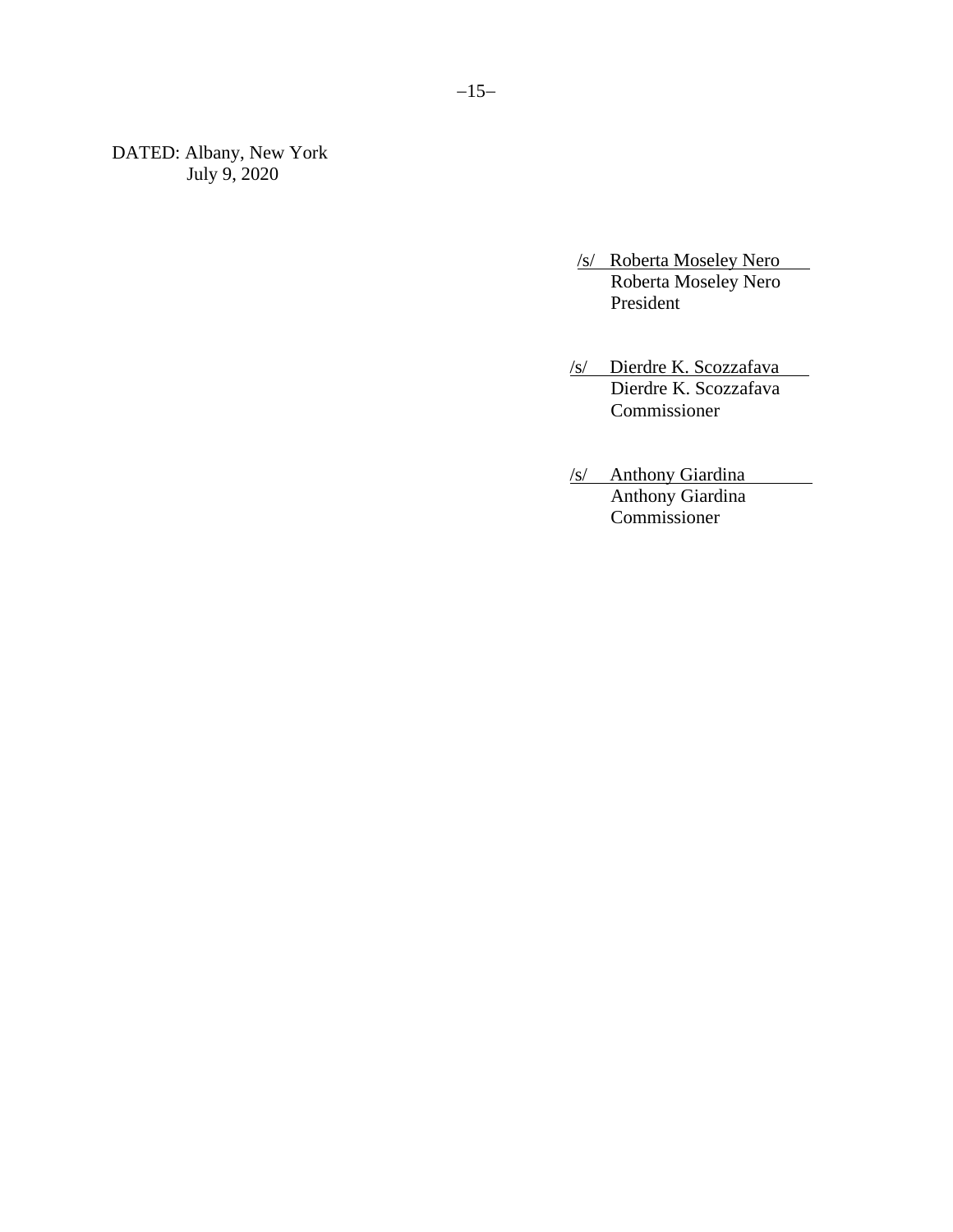DATED: Albany, New York
July 9, 2020

/s/ Roberta Moseley Nero
Roberta Moseley Nero
President

/s/ Dierdre K. Scozzafava
Dierdre K. Scozzafava
Commissioner

/s/ Anthony Giardina
Anthony Giardina
Commissioner